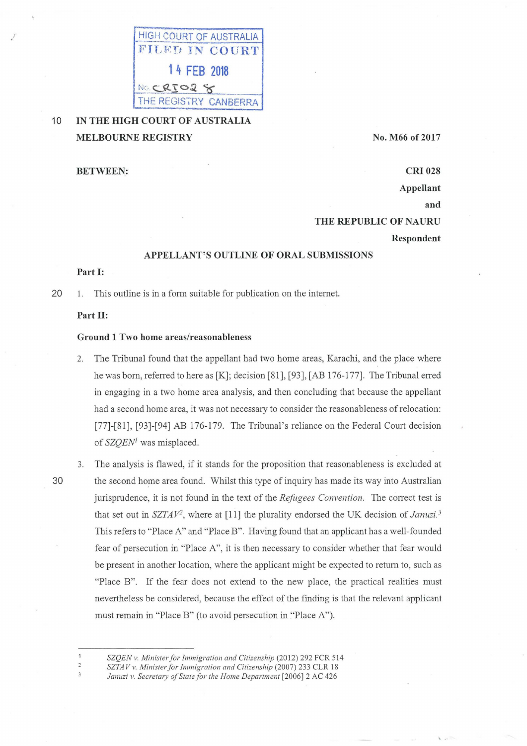HIGH COURT OF AUSTRALIA
FILED IN COURT
14 FEB 2018
No. CRI028
THE REGISTRY CANBERRA

**IN THE HIGH COURT OF AUSTRALIA**
**MELBOURNE REGISTRY** **No. M66 of 2017**

**BETWEEN:**

**CRI 028**
**Appellant**
**and**
**THE REPUBLIC OF NAURU**
**Respondent**

## APPELLANT'S OUTLINE OF ORAL SUBMISSIONS

**Part I:**

1. This outline is in a form suitable for publication on the internet.

**Part II:**

**Ground 1 Two home areas/reasonableness**

2. The Tribunal found that the appellant had two home areas, Karachi, and the place where he was born, referred to here as [K]; decision [81], [93], [AB 176-177]. The Tribunal erred in engaging in a two home area analysis, and then concluding that because the appellant had a second home area, it was not necessary to consider the reasonableness of relocation: [77]-[81], [93]-[94] AB 176-179. The Tribunal's reliance on the Federal Court decision of *SZQEN*[1] was misplaced.

3. The analysis is flawed, if it stands for the proposition that reasonableness is excluded at the second home area found. Whilst this type of inquiry has made its way into Australian jurisprudence, it is not found in the text of the *Refugees Convention*. The correct test is that set out in *SZTAV*[2], where at [11] the plurality endorsed the UK decision of *Januzi.*[3] This refers to "Place A" and "Place B". Having found that an applicant has a well-founded fear of persecution in "Place A", it is then necessary to consider whether that fear would be present in another location, where the applicant might be expected to return to, such as "Place B". If the fear does not extend to the new place, the practical realities must nevertheless be considered, because the effect of the finding is that the relevant applicant must remain in "Place B" (to avoid persecution in "Place A").

---

1 *SZQEN v. Minister for Immigration and Citizenship* (2012) 292 FCR 514
2 *SZTAV v. Minister for Immigration and Citizenship* (2007) 233 CLR 18
3 *Januzi v. Secretary of State for the Home Department* [2006] 2 AC 426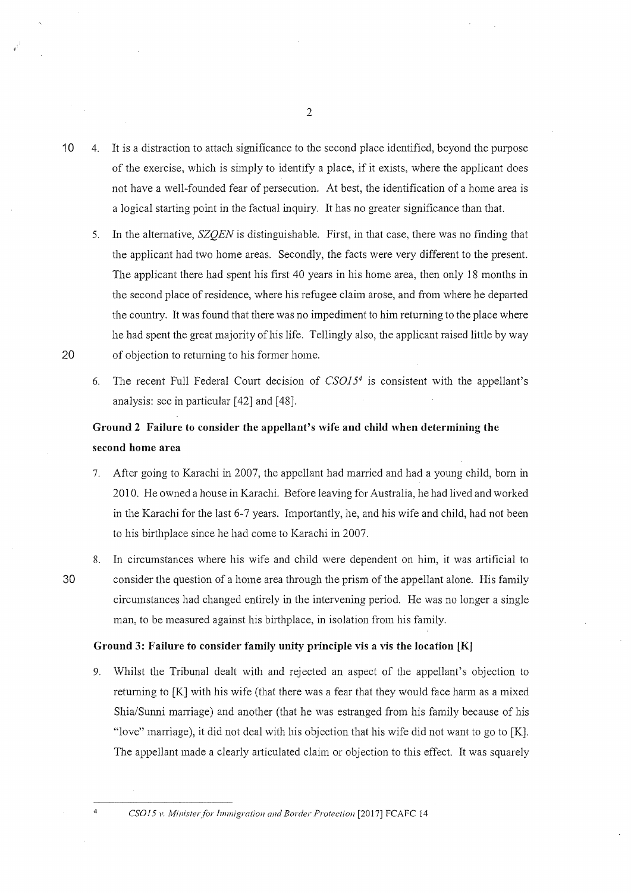4. It is a distraction to attach significance to the second place identified, beyond the purpose of the exercise, which is simply to identify a place, if it exists, where the applicant does not have a well-founded fear of persecution. At best, the identification of a home area is a logical starting point in the factual inquiry. It has no greater significance than that.

5. In the alternative, *SZQEN* is distinguishable. First, in that case, there was no finding that the applicant had two home areas. Secondly, the facts were very different to the present. The applicant there had spent his first 40 years in his home area, then only 18 months in the second place of residence, where his refugee claim arose, and from where he departed the country. It was found that there was no impediment to him returning to the place where he had spent the great majority of his life. Tellingly also, the applicant raised little by way of objection to returning to his former home.

6. The recent Full Federal Court decision of *CSO15*[4] is consistent with the appellant's analysis: see in particular [42] and [48].

### Ground 2 Failure to consider the appellant's wife and child when determining the second home area

7. After going to Karachi in 2007, the appellant had married and had a young child, born in 2010. He owned a house in Karachi. Before leaving for Australia, he had lived and worked in the Karachi for the last 6-7 years. Importantly, he, and his wife and child, had not been to his birthplace since he had come to Karachi in 2007.

8. In circumstances where his wife and child were dependent on him, it was artificial to consider the question of a home area through the prism of the appellant alone. His family circumstances had changed entirely in the intervening period. He was no longer a single man, to be measured against his birthplace, in isolation from his family.

### Ground 3: Failure to consider family unity principle vis a vis the location [K]

9. Whilst the Tribunal dealt with and rejected an aspect of the appellant's objection to returning to [K] with his wife (that there was a fear that they would face harm as a mixed Shia/Sunni marriage) and another (that he was estranged from his family because of his "love" marriage), it did not deal with his objection that his wife did not want to go to [K]. The appellant made a clearly articulated claim or objection to this effect. It was squarely

---

[4] *CSO15 v. Minister for Immigration and Border Protection* [2017] FCAFC 14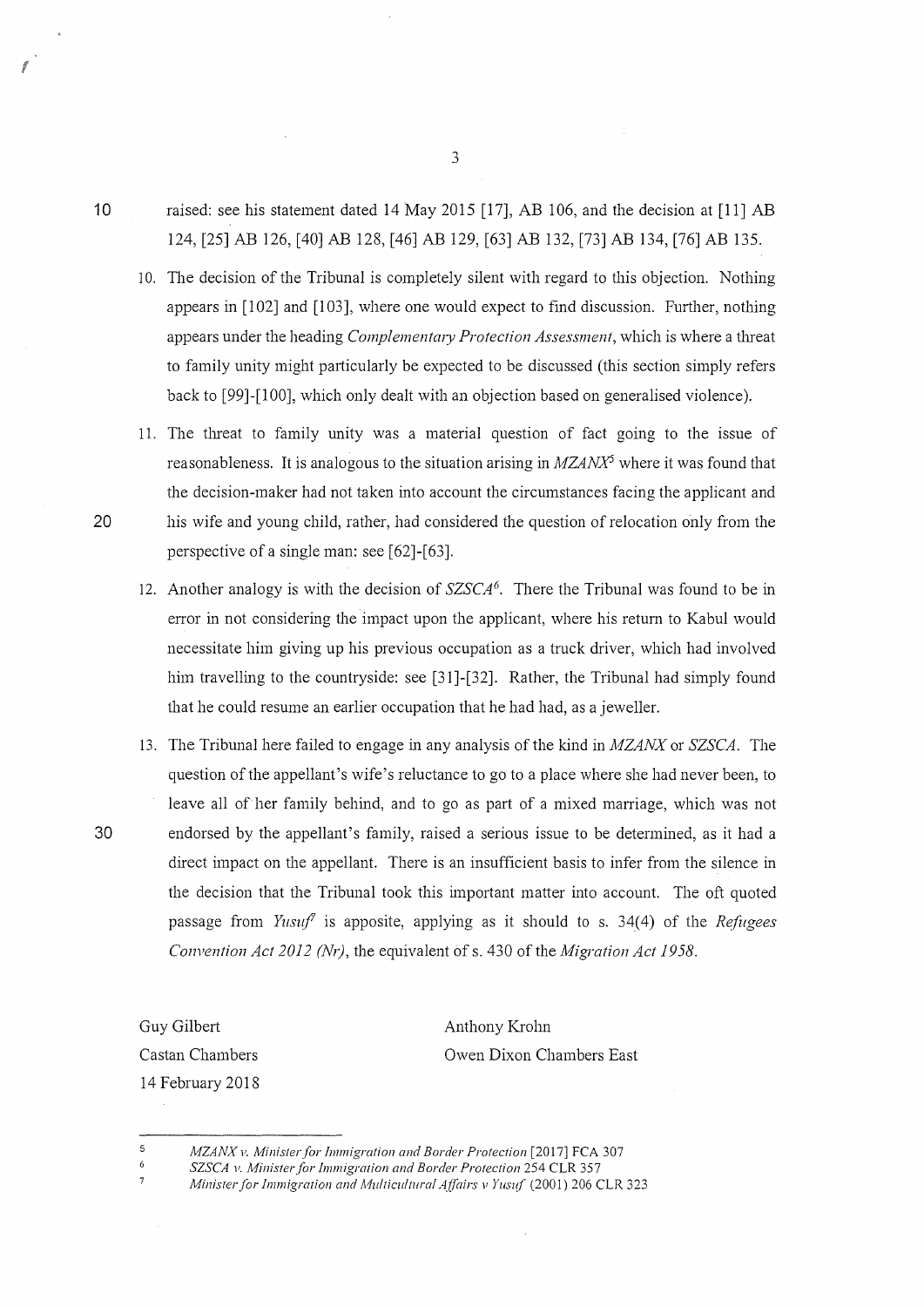raised: see his statement dated 14 May 2015 [17], AB 106, and the decision at [11] AB 124, [25] AB 126, [40] AB 128, [46] AB 129, [63] AB 132, [73] AB 134, [76] AB 135.

10. The decision of the Tribunal is completely silent with regard to this objection. Nothing appears in [102] and [103], where one would expect to find discussion. Further, nothing appears under the heading *Complementary Protection Assessment*, which is where a threat to family unity might particularly be expected to be discussed (this section simply refers back to [99]-[100], which only dealt with an objection based on generalised violence).

11. The threat to family unity was a material question of fact going to the issue of reasonableness. It is analogous to the situation arising in *MZANX*[5] where it was found that the decision-maker had not taken into account the circumstances facing the applicant and his wife and young child, rather, had considered the question of relocation only from the perspective of a single man: see [62]-[63].

12. Another analogy is with the decision of *SZSCA*[6]. There the Tribunal was found to be in error in not considering the impact upon the applicant, where his return to Kabul would necessitate him giving up his previous occupation as a truck driver, which had involved him travelling to the countryside: see [31]-[32]. Rather, the Tribunal had simply found that he could resume an earlier occupation that he had had, as a jeweller.

13. The Tribunal here failed to engage in any analysis of the kind in *MZANX* or *SZSCA*. The question of the appellant's wife's reluctance to go to a place where she had never been, to leave all of her family behind, and to go as part of a mixed marriage, which was not endorsed by the appellant's family, raised a serious issue to be determined, as it had a direct impact on the appellant. There is an insufficient basis to infer from the silence in the decision that the Tribunal took this important matter into account. The oft quoted passage from *Yusuf*[7] is apposite, applying as it should to s. 34(4) of the *Refugees Convention Act 2012 (Nr)*, the equivalent of s. 430 of the *Migration Act 1958*.

Guy Gilbert
Castan Chambers
14 February 2018

Anthony Krohn
Owen Dixon Chambers East

---

5 *MZANX v. Minister for Immigration and Border Protection* [2017] FCA 307

6 *SZSCA v. Minister for Immigration and Border Protection* 254 CLR 357

7 *Minister for Immigration and Multicultural Affairs v Yusuf* (2001) 206 CLR 323